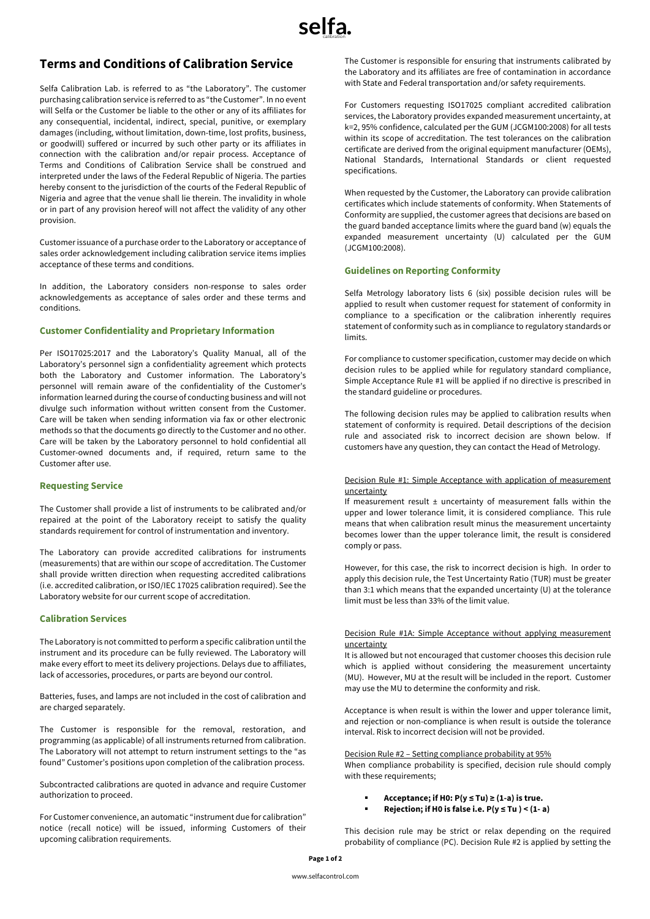# Terms and Conditions of Calibration Service

Selfa Calibration Lab. is referred to as "the Laboratory". The customer purchasing calibration service is referred to as "the Customer". In no event will Selfa or the Customer be liable to the other or any of its affiliates for any consequential, incidental, indirect, special, punitive, or exemplary damages (including, without limitation, down-time, lost profits, business, or goodwill) suffered or incurred by such other party or its affiliates in connection with the calibration and/or repair process. Acceptance of Terms and Conditions of Calibration Service shall be construed and interpreted under the laws of the Federal Republic of Nigeria. The parties hereby consent to the jurisdiction of the courts of the Federal Republic of Nigeria and agree that the venue shall lie therein. The invalidity in whole or in part of any provision hereof will not affect the validity of any other provision.

Customer issuance of a purchase order to the Laboratory or acceptance of sales order acknowledgement including calibration service items implies acceptance of these terms and conditions.

In addition, the Laboratory considers non-response to sales order acknowledgements as acceptance of sales order and these terms and conditions.

## Customer Confidentiality and Proprietary Information

Per ISO17025:2017 and the Laboratory's Quality Manual, all of the Laboratory's personnel sign a confidentiality agreement which protects both the Laboratory and Customer information. The Laboratory's personnel will remain aware of the confidentiality of the Customer's information learned during the course of conducting business and will not divulge such information without written consent from the Customer. Care will be taken when sending information via fax or other electronic methods so that the documents go directly to the Customer and no other. Care will be taken by the Laboratory personnel to hold confidential all Customer-owned documents and, if required, return same to the Customer after use.

## Requesting Service

The Customer shall provide a list of instruments to be calibrated and/or repaired at the point of the Laboratory receipt to satisfy the quality standards requirement for control of instrumentation and inventory.

The Laboratory can provide accredited calibrations for instruments (measurements) that are within our scope of accreditation. The Customer shall provide written direction when requesting accredited calibrations (i.e. accredited calibration, or ISO/IEC 17025 calibration required). See the Laboratory website for our current scope of accreditation.

## Calibration Services

The Laboratory is not committed to perform a specific calibration until the instrument and its procedure can be fully reviewed. The Laboratory will make every effort to meet its delivery projections. Delays due to affiliates, lack of accessories, procedures, or parts are beyond our control.

Batteries, fuses, and lamps are not included in the cost of calibration and are charged separately.

The Customer is responsible for the removal, restoration, and programming (as applicable) of all instruments returned from calibration. The Laboratory will not attempt to return instrument settings to the "as found" Customer's positions upon completion of the calibration process.

Subcontracted calibrations are quoted in advance and require Customer authorization to proceed.

For Customer convenience, an automatic "instrument due for calibration" notice (recall notice) will be issued, informing Customers of their upcoming calibration requirements.

The Customer is responsible for ensuring that instruments calibrated by the Laboratory and its affiliates are free of contamination in accordance with State and Federal transportation and/or safety requirements.

For Customers requesting ISO17025 compliant accredited calibration services, the Laboratory provides expanded measurement uncertainty, at k=2, 95% confidence, calculated per the GUM (JCGM100:2008) for all tests within its scope of accreditation. The test tolerances on the calibration certificate are derived from the original equipment manufacturer (OEMs), National Standards, International Standards or client requested specifications.

When requested by the Customer, the Laboratory can provide calibration certificates which include statements of conformity. When Statements of Conformity are supplied, the customer agrees that decisions are based on the guard banded acceptance limits where the guard band (w) equals the expanded measurement uncertainty (U) calculated per the GUM (JCGM100:2008).

## Guidelines on Reporting Conformity

Selfa Metrology laboratory lists 6 (six) possible decision rules will be applied to result when customer request for statement of conformity in compliance to a specification or the calibration inherently requires statement of conformity such as in compliance to regulatory standards or limits.

For compliance to customer specification, customer may decide on which decision rules to be applied while for regulatory standard compliance, Simple Acceptance Rule #1 will be applied if no directive is prescribed in the standard guideline or procedures.

The following decision rules may be applied to calibration results when statement of conformity is required. Detail descriptions of the decision rule and associated risk to incorrect decision are shown below. If customers have any question, they can contact the Head of Metrology.

Decision Rule #1: Simple Acceptance with application of measurement uncertainty

If measurement result ± uncertainty of measurement falls within the upper and lower tolerance limit, it is considered compliance. This rule means that when calibration result minus the measurement uncertainty becomes lower than the upper tolerance limit, the result is considered comply or pass.

However, for this case, the risk to incorrect decision is high. In order to apply this decision rule, the Test Uncertainty Ratio (TUR) must be greater than 3:1 which means that the expanded uncertainty (U) at the tolerance limit must be less than 33% of the limit value.

Decision Rule #1A: Simple Acceptance without applying measurement uncertainty

It is allowed but not encouraged that customer chooses this decision rule which is applied without considering the measurement uncertainty (MU). However, MU at the result will be included in the report. Customer may use the MU to determine the conformity and risk.

Acceptance is when result is within the lower and upper tolerance limit, and rejection or non-compliance is when result is outside the tolerance interval. Risk to incorrect decision will not be provided.

Decision Rule #2 – Setting compliance probability at 95%

When compliance probability is specified, decision rule should comply with these requirements;

- **Acceptance; if H0: $P(y \leq Tu) \geq (1\text{-}a)$ is true.**
- **Rejection; if H0 is false i.e. $P(y \leq Tu) < (1\text{-} a)$**

This decision rule may be strict or relax depending on the required probability of compliance (PC). Decision Rule #2 is applied by setting the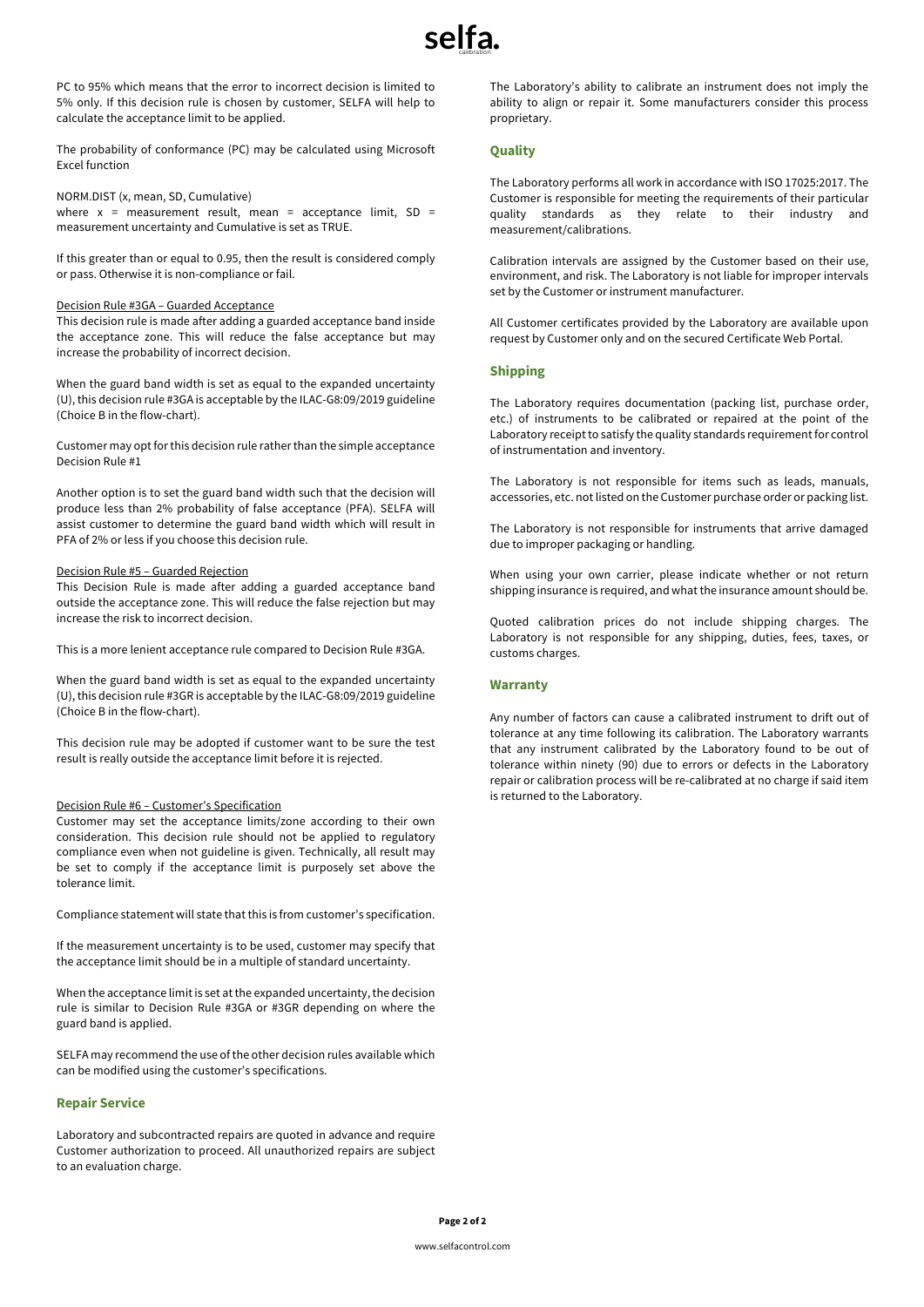PC to 95% which means that the error to incorrect decision is limited to 5% only. If this decision rule is chosen by customer, SELFA will help to calculate the acceptance limit to be applied.

The probability of conformance (PC) may be calculated using Microsoft Excel function

NORM.DIST (x, mean, SD, Cumulative)
where x = measurement result, mean = acceptance limit, SD = measurement uncertainty and Cumulative is set as TRUE.

If this greater than or equal to 0.95, then the result is considered comply or pass. Otherwise it is non-compliance or fail.

Decision Rule #3GA – Guarded Acceptance
This decision rule is made after adding a guarded acceptance band inside the acceptance zone. This will reduce the false acceptance but may increase the probability of incorrect decision.

When the guard band width is set as equal to the expanded uncertainty (U), this decision rule #3GA is acceptable by the ILAC-G8:09/2019 guideline (Choice B in the flow-chart).

Customer may opt for this decision rule rather than the simple acceptance Decision Rule #1

Another option is to set the guard band width such that the decision will produce less than 2% probability of false acceptance (PFA). SELFA will assist customer to determine the guard band width which will result in PFA of 2% or less if you choose this decision rule.

Decision Rule #5 – Guarded Rejection
This Decision Rule is made after adding a guarded acceptance band outside the acceptance zone. This will reduce the false rejection but may increase the risk to incorrect decision.

This is a more lenient acceptance rule compared to Decision Rule #3GA.

When the guard band width is set as equal to the expanded uncertainty (U), this decision rule #3GR is acceptable by the ILAC-G8:09/2019 guideline (Choice B in the flow-chart).

This decision rule may be adopted if customer want to be sure the test result is really outside the acceptance limit before it is rejected.

Decision Rule #6 – Customer's Specification
Customer may set the acceptance limits/zone according to their own consideration. This decision rule should not be applied to regulatory compliance even when not guideline is given. Technically, all result may be set to comply if the acceptance limit is purposely set above the tolerance limit.

Compliance statement will state that this is from customer's specification.

If the measurement uncertainty is to be used, customer may specify that the acceptance limit should be in a multiple of standard uncertainty.

When the acceptance limit is set at the expanded uncertainty, the decision rule is similar to Decision Rule #3GA or #3GR depending on where the guard band is applied.

SELFA may recommend the use of the other decision rules available which can be modified using the customer's specifications.

## Repair Service

Laboratory and subcontracted repairs are quoted in advance and require Customer authorization to proceed. All unauthorized repairs are subject to an evaluation charge.

The Laboratory's ability to calibrate an instrument does not imply the ability to align or repair it. Some manufacturers consider this process proprietary.

## Quality

The Laboratory performs all work in accordance with ISO 17025:2017. The Customer is responsible for meeting the requirements of their particular quality standards as they relate to their industry and measurement/calibrations.

Calibration intervals are assigned by the Customer based on their use, environment, and risk. The Laboratory is not liable for improper intervals set by the Customer or instrument manufacturer.

All Customer certificates provided by the Laboratory are available upon request by Customer only and on the secured Certificate Web Portal.

## Shipping

The Laboratory requires documentation (packing list, purchase order, etc.) of instruments to be calibrated or repaired at the point of the Laboratory receipt to satisfy the quality standards requirement for control of instrumentation and inventory.

The Laboratory is not responsible for items such as leads, manuals, accessories, etc. not listed on the Customer purchase order or packing list.

The Laboratory is not responsible for instruments that arrive damaged due to improper packaging or handling.

When using your own carrier, please indicate whether or not return shipping insurance is required, and what the insurance amount should be.

Quoted calibration prices do not include shipping charges. The Laboratory is not responsible for any shipping, duties, fees, taxes, or customs charges.

## Warranty

Any number of factors can cause a calibrated instrument to drift out of tolerance at any time following its calibration. The Laboratory warrants that any instrument calibrated by the Laboratory found to be out of tolerance within ninety (90) due to errors or defects in the Laboratory repair or calibration process will be re-calibrated at no charge if said item is returned to the Laboratory.